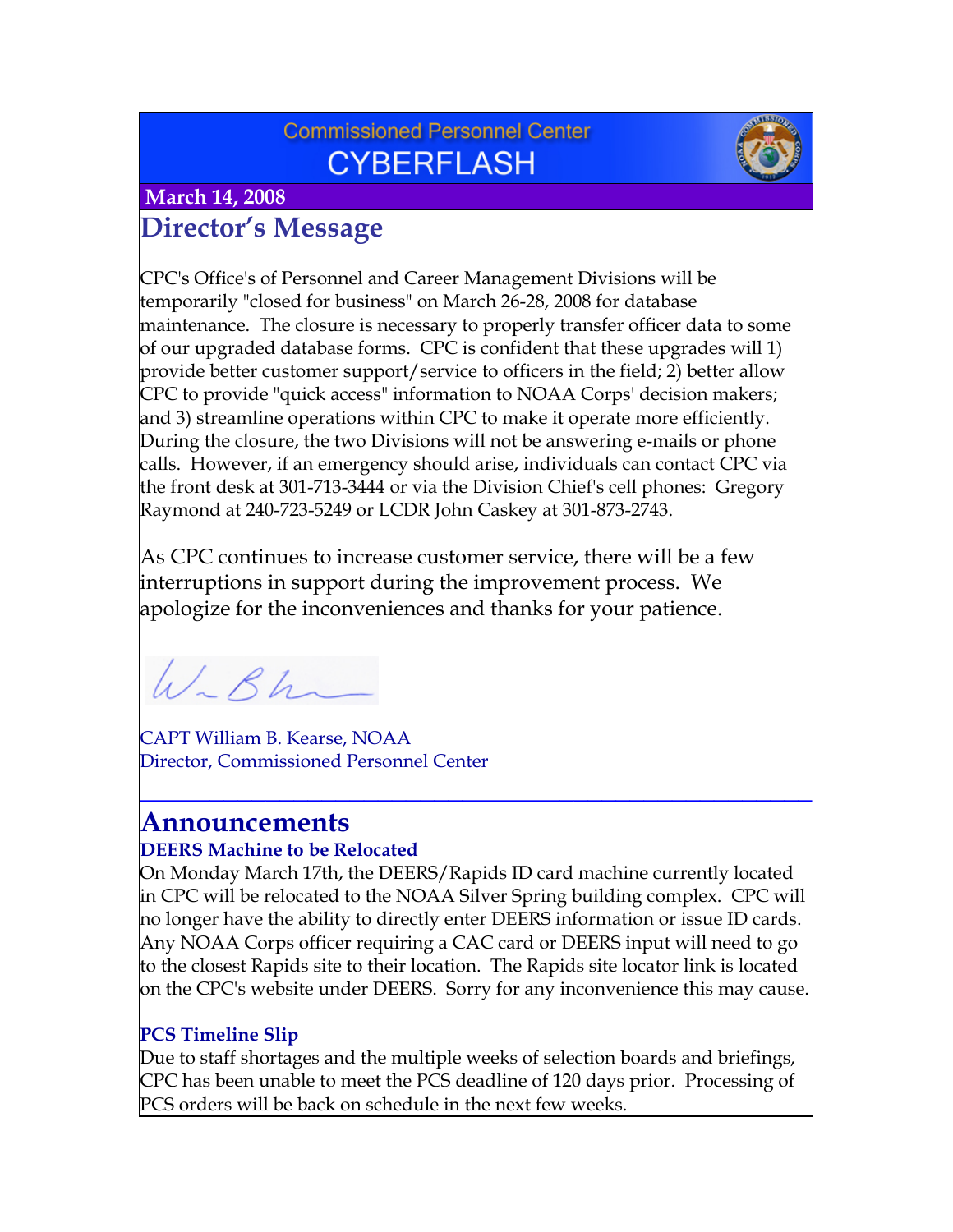Commissioned Personnel Center

# CYBERFLASH

**March 14, 2008**

## Director's Message

CPC's Office's of Personnel and Career Management Divisions will be temporarily "closed for business" on March 26-28, 2008 for database maintenance. The closure is necessary to properly transfer officer data to some of our upgraded database forms. CPC is confident that these upgrades will 1) provide better customer support/service to officers in the field; 2) better allow CPC to provide "quick access" information to NOAA Corps' decision makers; and 3) streamline operations within CPC to make it operate more efficiently. During the closure, the two Divisions will not be answering e-mails or phone calls. However, if an emergency should arise, individuals can contact CPC via the front desk at 301-713-3444 or via the Division Chief's cell phones: Gregory Raymond at 240-723-5249 or LCDR John Caskey at 301-873-2743.

As CPC continues to increase customer service, there will be a few interruptions in support during the improvement process. We apologize for the inconveniences and thanks for your patience.

CAPT William B. Kearse, NOAA
Director, Commissioned Personnel Center

## Announcements

### DEERS Machine to be Relocated

On Monday March 17th, the DEERS/Rapids ID card machine currently located in CPC will be relocated to the NOAA Silver Spring building complex. CPC will no longer have the ability to directly enter DEERS information or issue ID cards. Any NOAA Corps officer requiring a CAC card or DEERS input will need to go to the closest Rapids site to their location. The Rapids site locator link is located on the CPC's website under DEERS. Sorry for any inconvenience this may cause.

### PCS Timeline Slip

Due to staff shortages and the multiple weeks of selection boards and briefings, CPC has been unable to meet the PCS deadline of 120 days prior. Processing of PCS orders will be back on schedule in the next few weeks.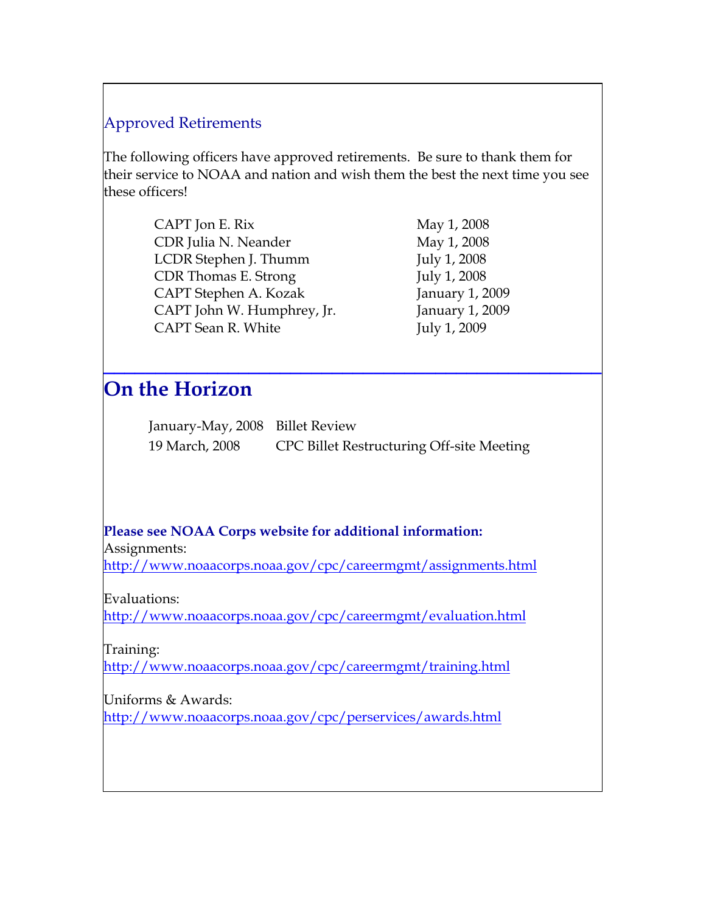## Approved Retirements

The following officers have approved retirements. Be sure to thank them for their service to NOAA and nation and wish them the best the next time you see these officers!

| | |
|---|---|
| CAPT Jon E. Rix | May 1, 2008 |
| CDR Julia N. Neander | May 1, 2008 |
| LCDR Stephen J. Thumm | July 1, 2008 |
| CDR Thomas E. Strong | July 1, 2008 |
| CAPT Stephen A. Kozak | January 1, 2009 |
| CAPT John W. Humphrey, Jr. | January 1, 2009 |
| CAPT Sean R. White | July 1, 2009 |

# On the Horizon

| | |
|---|---|
| January-May, 2008 | Billet Review |
| 19 March, 2008 | CPC Billet Restructuring Off-site Meeting |

**Please see NOAA Corps website for additional information:**

Assignments:
http://www.noaacorps.noaa.gov/cpc/careermgmt/assignments.html

Evaluations:
http://www.noaacorps.noaa.gov/cpc/careermgmt/evaluation.html

Training:
http://www.noaacorps.noaa.gov/cpc/careermgmt/training.html

Uniforms & Awards:
http://www.noaacorps.noaa.gov/cpc/perservices/awards.html